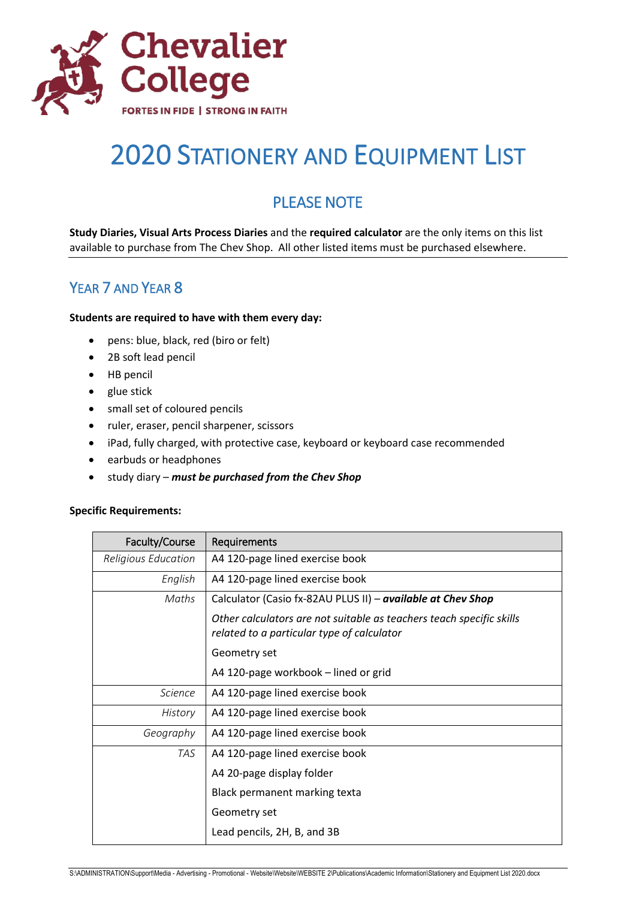Chevalier College

FORTES IN FIDE | STRONG IN FAITH

# 2020 Stationery and Equipment List

## PLEASE NOTE

**Study Diaries, Visual Arts Process Diaries** and the **required calculator** are the only items on this list available to purchase from The Chev Shop. All other listed items must be purchased elsewhere.

## Year 7 and Year 8

**Students are required to have with them every day:**

- pens: blue, black, red (biro or felt)
- 2B soft lead pencil
- HB pencil
- glue stick
- small set of coloured pencils
- ruler, eraser, pencil sharpener, scissors
- iPad, fully charged, with protective case, keyboard or keyboard case recommended
- earbuds or headphones
- study diary – ***must be purchased from the Chev Shop***

**Specific Requirements:**

| Faculty/Course | Requirements |
|---|---|
| *Religious Education* | A4 120-page lined exercise book |
| *English* | A4 120-page lined exercise book |
| *Maths* | Calculator (Casio fx-82AU PLUS II) – ***available at Chev Shop***<br>*Other calculators are not suitable as teachers teach specific skills related to a particular type of calculator*<br>Geometry set<br>A4 120-page workbook – lined or grid |
| *Science* | A4 120-page lined exercise book |
| *History* | A4 120-page lined exercise book |
| *Geography* | A4 120-page lined exercise book |
| *TAS* | A4 120-page lined exercise book<br>A4 20-page display folder<br>Black permanent marking texta<br>Geometry set<br>Lead pencils, 2H, B, and 3B |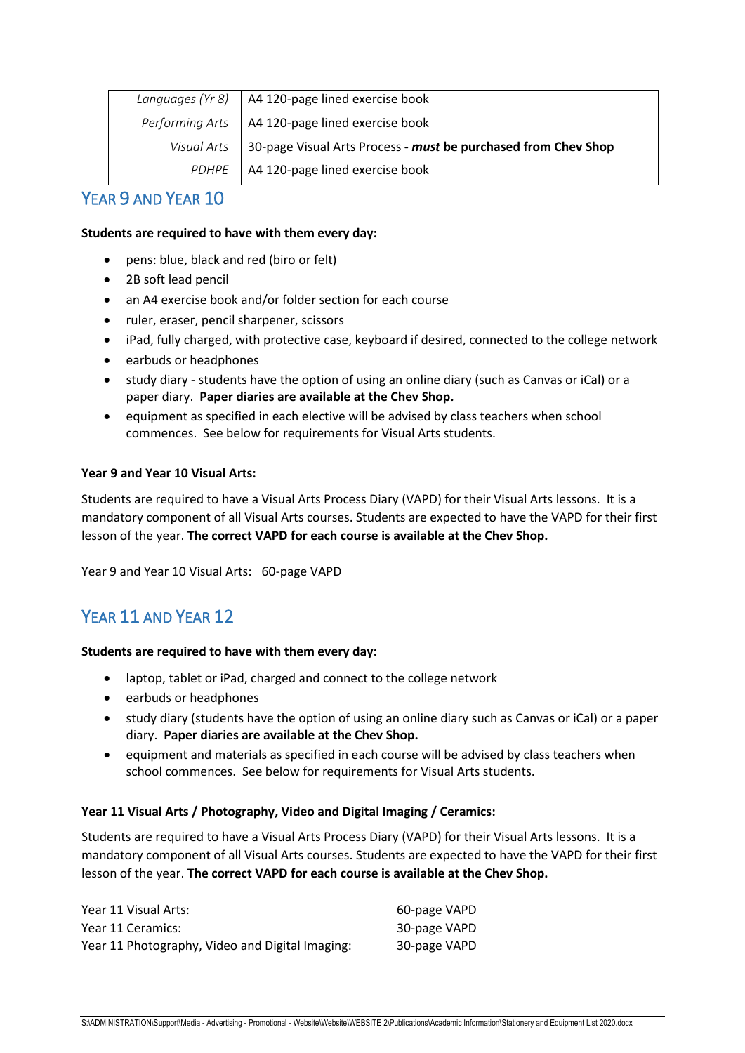| | |
|---|---|
| *Languages (Yr 8)* | A4 120-page lined exercise book |
| *Performing Arts* | A4 120-page lined exercise book |
| *Visual Arts* | 30-page Visual Arts Process **- *must* be purchased from Chev Shop** |
| *PDHPE* | A4 120-page lined exercise book |

## YEAR 9 AND YEAR 10

**Students are required to have with them every day:**

- pens: blue, black and red (biro or felt)
- 2B soft lead pencil
- an A4 exercise book and/or folder section for each course
- ruler, eraser, pencil sharpener, scissors
- iPad, fully charged, with protective case, keyboard if desired, connected to the college network
- earbuds or headphones
- study diary - students have the option of using an online diary (such as Canvas or iCal) or a paper diary. **Paper diaries are available at the Chev Shop.**
- equipment as specified in each elective will be advised by class teachers when school commences. See below for requirements for Visual Arts students.

**Year 9 and Year 10 Visual Arts:**

Students are required to have a Visual Arts Process Diary (VAPD) for their Visual Arts lessons. It is a mandatory component of all Visual Arts courses. Students are expected to have the VAPD for their first lesson of the year. **The correct VAPD for each course is available at the Chev Shop.**

Year 9 and Year 10 Visual Arts: 60-page VAPD

## YEAR 11 AND YEAR 12

**Students are required to have with them every day:**

- laptop, tablet or iPad, charged and connect to the college network
- earbuds or headphones
- study diary (students have the option of using an online diary such as Canvas or iCal) or a paper diary. **Paper diaries are available at the Chev Shop.**
- equipment and materials as specified in each course will be advised by class teachers when school commences. See below for requirements for Visual Arts students.

**Year 11 Visual Arts / Photography, Video and Digital Imaging / Ceramics:**

Students are required to have a Visual Arts Process Diary (VAPD) for their Visual Arts lessons. It is a mandatory component of all Visual Arts courses. Students are expected to have the VAPD for their first lesson of the year. **The correct VAPD for each course is available at the Chev Shop.**

| | |
|---|---|
| Year 11 Visual Arts: | 60-page VAPD |
| Year 11 Ceramics: | 30-page VAPD |
| Year 11 Photography, Video and Digital Imaging: | 30-page VAPD |